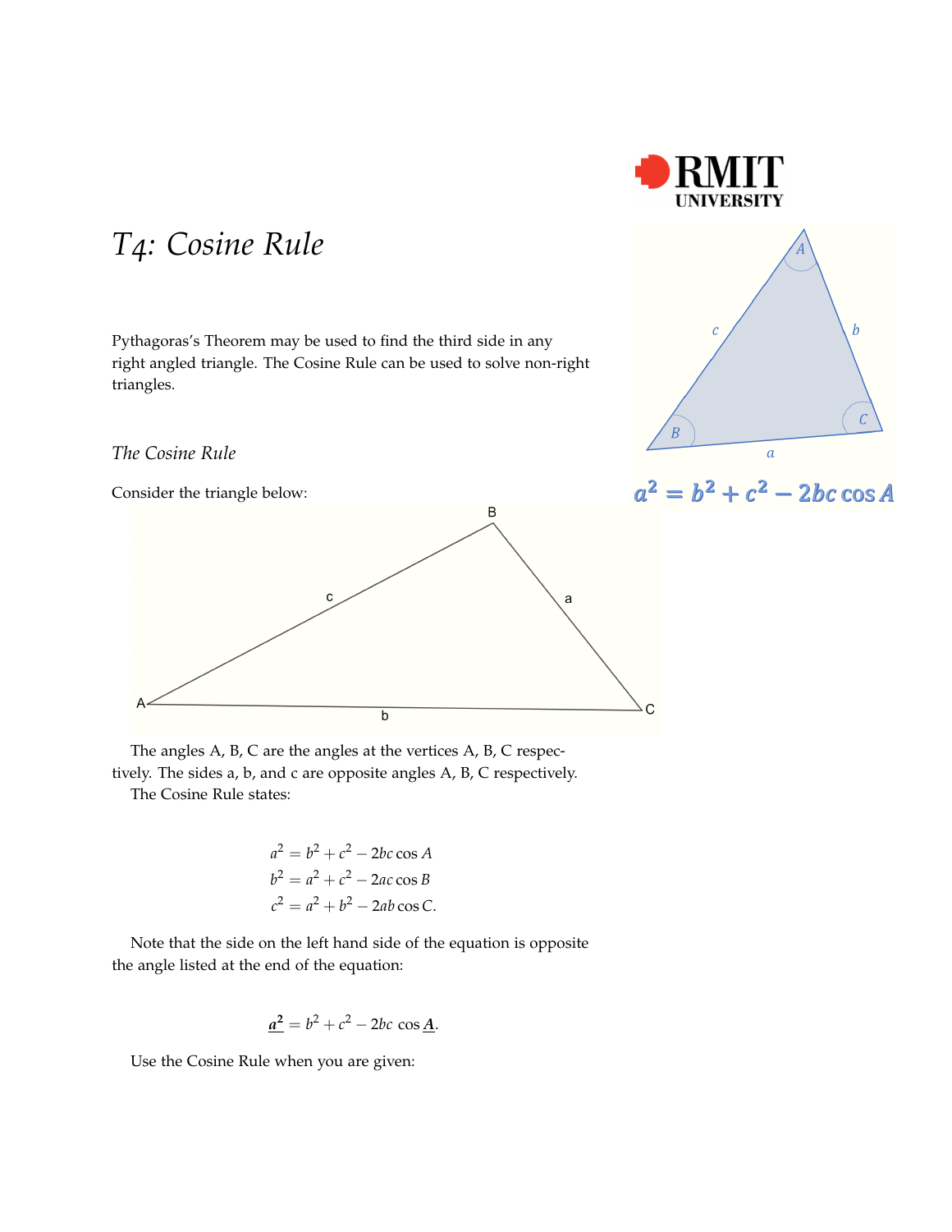# T4: Cosine Rule

Pythagoras's Theorem may be used to find the third side in any right angled triangle. The Cosine Rule can be used to solve non-right triangles.

## The Cosine Rule

Consider the triangle below:

The angles A, B, C are the angles at the vertices A, B, C respectively. The sides a, b, and c are opposite angles A, B, C respectively.

The Cosine Rule states:

$$
\begin{aligned}
a^2 &= b^2 + c^2 - 2bc\cos A \\
b^2 &= a^2 + c^2 - 2ac\cos B \\
c^2 &= a^2 + b^2 - 2ab\cos C.
\end{aligned}
$$

Note that the side on the left hand side of the equation is opposite the angle listed at the end of the equation:

$$\underline{\boldsymbol{a^2}} = b^2 + c^2 - 2bc\,\cos \underline{\boldsymbol{A}}.$$

Use the Cosine Rule when you are given: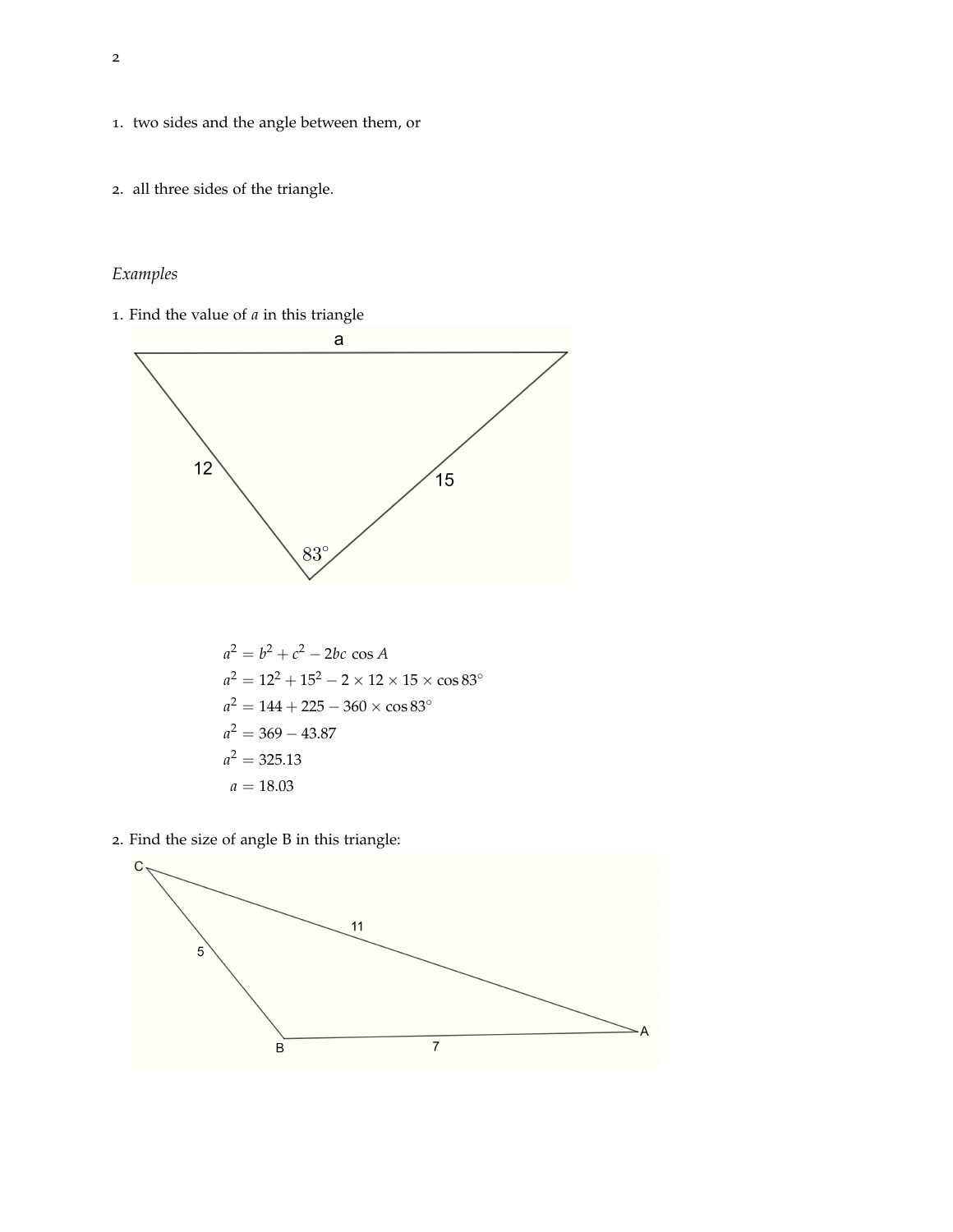1. two sides and the angle between them, or

2. all three sides of the triangle.

*Examples*

1. Find the value of $a$ in this triangle

$$
\begin{aligned}
a^2 &= b^2 + c^2 - 2bc \cos A \\
a^2 &= 12^2 + 15^2 - 2 \times 12 \times 15 \times \cos 83^\circ \\
a^2 &= 144 + 225 - 360 \times \cos 83^\circ \\
a^2 &= 369 - 43.87 \\
a^2 &= 325.13 \\
a &= 18.03
\end{aligned}
$$

2. Find the size of angle B in this triangle: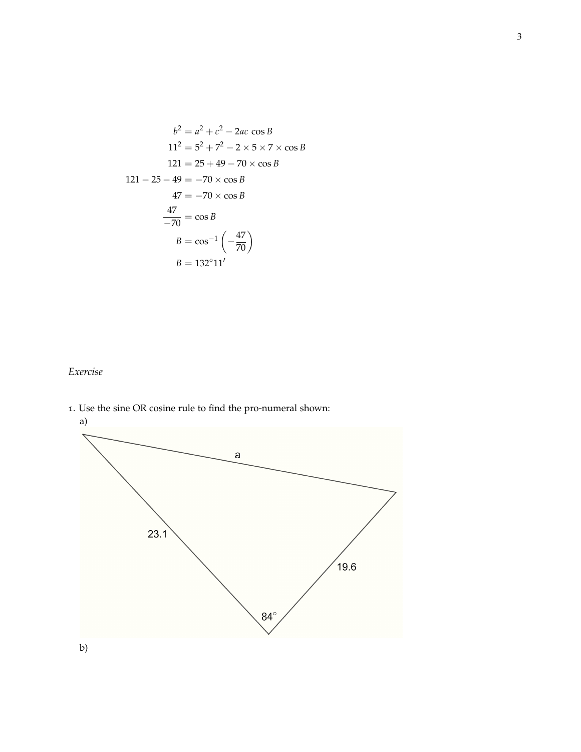$$
\begin{aligned}
b^2 &= a^2 + c^2 - 2ac\ \cos B \\
11^2 &= 5^2 + 7^2 - 2 \times 5 \times 7 \times \cos B \\
121 &= 25 + 49 - 70 \times \cos B \\
121 - 25 - 49 &= -70 \times \cos B \\
47 &= -70 \times \cos B \\
\frac{47}{-70} &= \cos B \\
B &= \cos^{-1}\left(-\frac{47}{70}\right) \\
B &= 132^\circ 11'
\end{aligned}
$$

*Exercise*

1. Use the sine OR cosine rule to find the pro-numeral shown:

a)

b)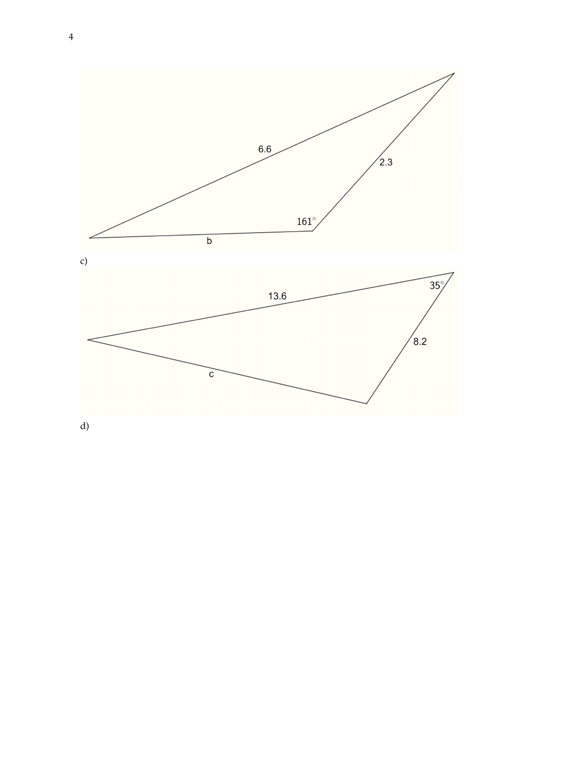6.6

2.3

161°

b

c)

13.6

35°

8.2

c

d)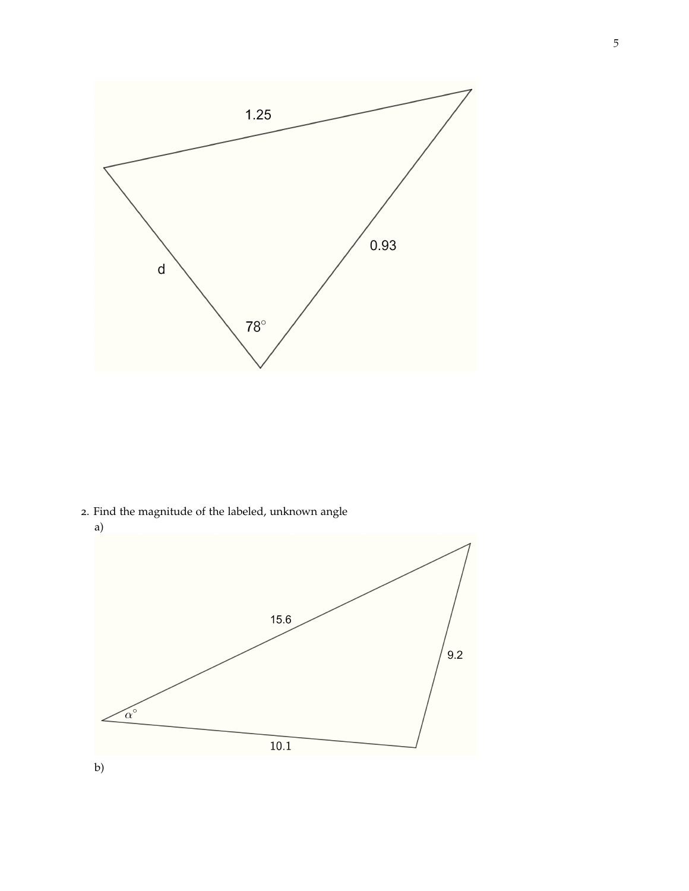1.25

0.93

d

$78^{\circ}$

2. Find the magnitude of the labeled, unknown angle

a)

15.6

9.2

$\alpha^{\circ}$

10.1

b)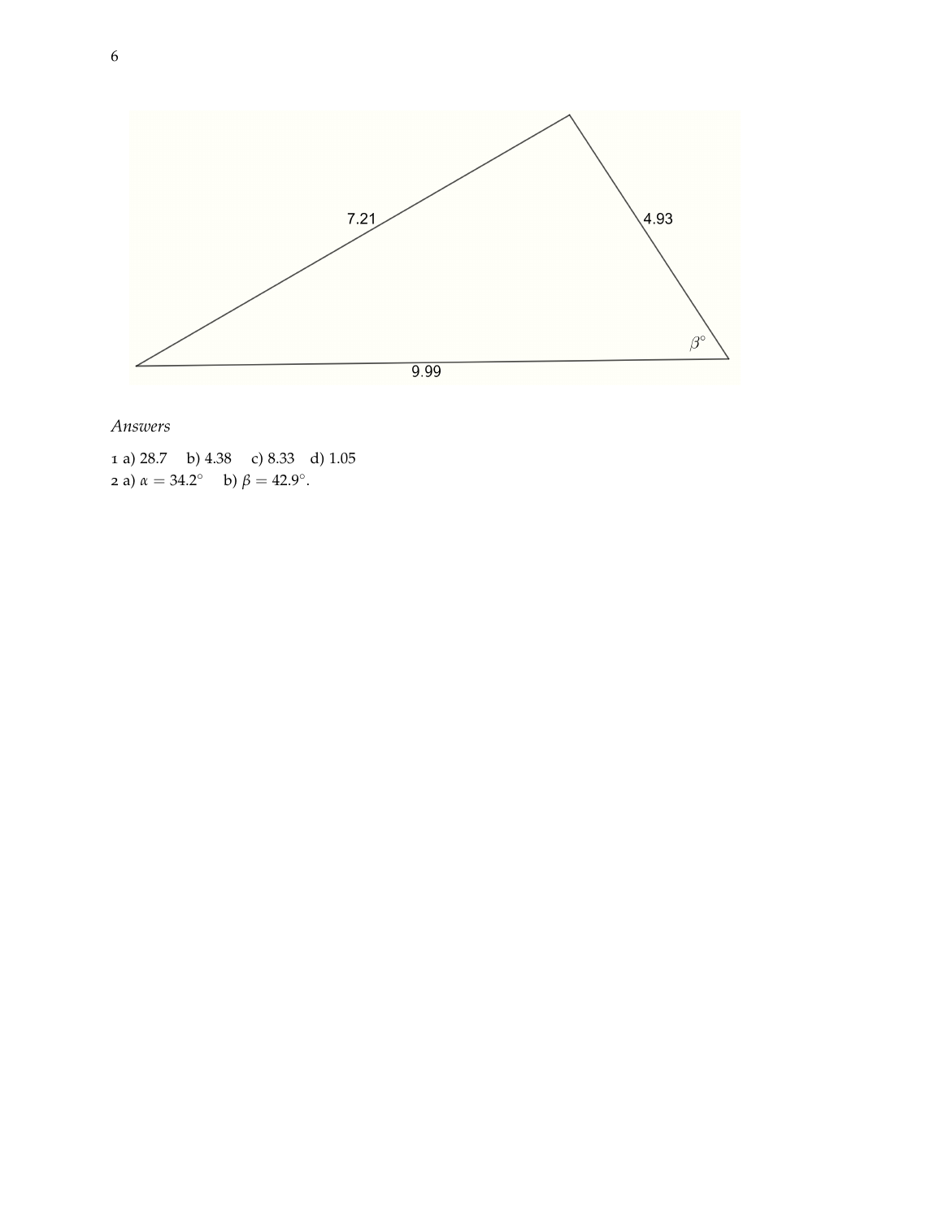7.21

4.93

$\beta°$

9.99

*Answers*

1 a) 28.7 b) 4.38 c) 8.33 d) 1.05

2 a) $\alpha = 34.2°$ b) $\beta = 42.9°$.